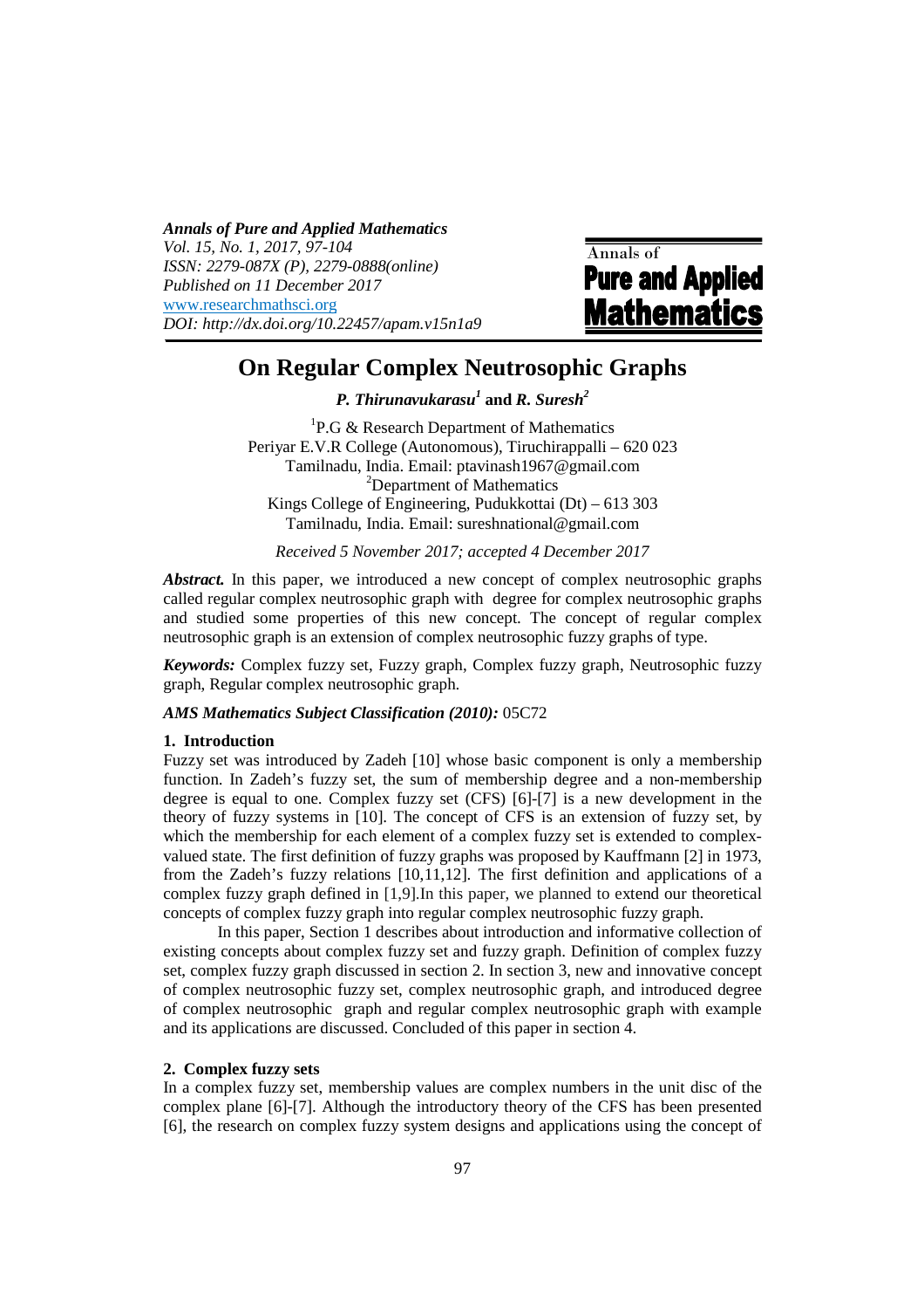# On Regular Complex Neutrosophic Graphs

***P. Thirunavukarasu*[1] and *R. Suresh*[2]**

[1]P.G & Research Department of Mathematics
Periyar E.V.R College (Autonomous), Tiruchirappalli – 620 023
Tamilnadu, India. Email: ptavinash1967@gmail.com
[2]Department of Mathematics
Kings College of Engineering, Pudukkottai (Dt) – 613 303
Tamilnadu, India. Email: sureshnational@gmail.com

*Received 5 November 2017; accepted 4 December 2017*

***Abstract.*** In this paper, we introduced a new concept of complex neutrosophic graphs called regular complex neutrosophic graph with degree for complex neutrosophic graphs and studied some properties of this new concept. The concept of regular complex neutrosophic graph is an extension of complex neutrosophic fuzzy graphs of type.

***Keywords:*** Complex fuzzy set, Fuzzy graph, Complex fuzzy graph, Neutrosophic fuzzy graph, Regular complex neutrosophic graph.

***AMS Mathematics Subject Classification (2010):*** 05C72

## 1. Introduction

Fuzzy set was introduced by Zadeh [10] whose basic component is only a membership function. In Zadeh's fuzzy set, the sum of membership degree and a non-membership degree is equal to one. Complex fuzzy set (CFS) [6]-[7] is a new development in the theory of fuzzy systems in [10]. The concept of CFS is an extension of fuzzy set, by which the membership for each element of a complex fuzzy set is extended to complex-valued state. The first definition of fuzzy graphs was proposed by Kauffmann [2] in 1973, from the Zadeh's fuzzy relations [10,11,12]. The first definition and applications of a complex fuzzy graph defined in [1,9].In this paper, we planned to extend our theoretical concepts of complex fuzzy graph into regular complex neutrosophic fuzzy graph.

In this paper, Section 1 describes about introduction and informative collection of existing concepts about complex fuzzy set and fuzzy graph. Definition of complex fuzzy set, complex fuzzy graph discussed in section 2. In section 3, new and innovative concept of complex neutrosophic fuzzy set, complex neutrosophic graph, and introduced degree of complex neutrosophic graph and regular complex neutrosophic graph with example and its applications are discussed. Concluded of this paper in section 4.

## 2. Complex fuzzy sets

In a complex fuzzy set, membership values are complex numbers in the unit disc of the complex plane [6]-[7]. Although the introductory theory of the CFS has been presented [6], the research on complex fuzzy system designs and applications using the concept of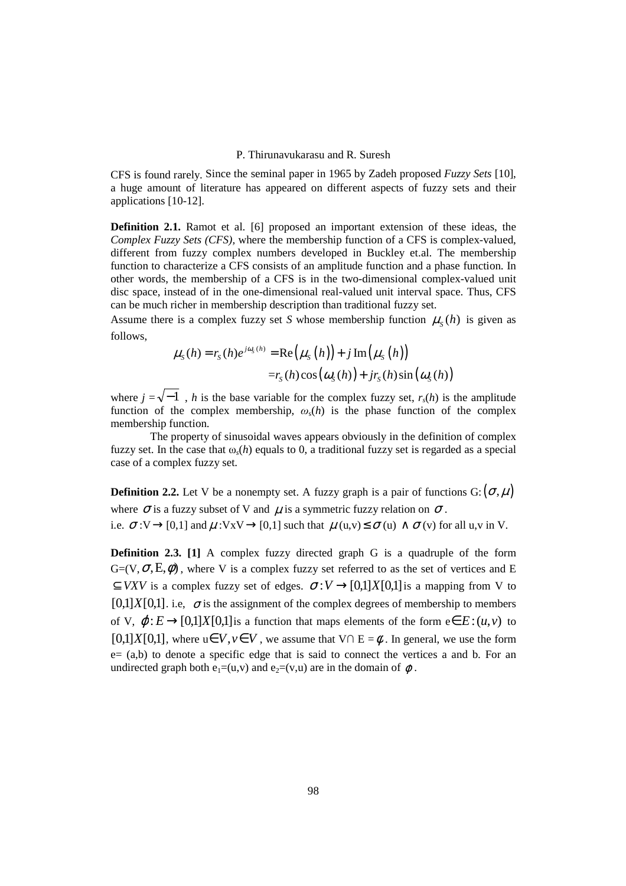CFS is found rarely. Since the seminal paper in 1965 by Zadeh proposed *Fuzzy Sets* [10], a huge amount of literature has appeared on different aspects of fuzzy sets and their applications [10-12].

**Definition 2.1.** Ramot et al. [6] proposed an important extension of these ideas, the *Complex Fuzzy Sets (CFS),* where the membership function of a CFS is complex-valued, different from fuzzy complex numbers developed in Buckley et.al. The membership function to characterize a CFS consists of an amplitude function and a phase function. In other words, the membership of a CFS is in the two-dimensional complex-valued unit disc space, instead of in the one-dimensional real-valued unit interval space. Thus, CFS can be much richer in membership description than traditional fuzzy set.

Assume there is a complex fuzzy set *S* whose membership function $\mu_S(h)$ is given as follows,

$$\mu_S(h) = r_S(h)e^{j\omega_S(h)} = \mathrm{Re}\left(\mu_S(h)\right) + j\,\mathrm{Im}\left(\mu_S(h)\right)$$
$$= r_S(h)\cos\left(\omega_S(h)\right) + jr_S(h)\sin\left(\omega_S(h)\right)$$

where $j = \sqrt{-1}$ , *h* is the base variable for the complex fuzzy set, $r_s(h)$ is the amplitude function of the complex membership, $\omega_s(h)$ is the phase function of the complex membership function.

The property of sinusoidal waves appears obviously in the definition of complex fuzzy set. In the case that $\omega_s(h)$ equals to 0, a traditional fuzzy set is regarded as a special case of a complex fuzzy set.

**Definition 2.2.** Let V be a nonempty set. A fuzzy graph is a pair of functions G:$(\sigma, \mu)$ where $\sigma$ is a fuzzy subset of V and $\mu$ is a symmetric fuzzy relation on $\sigma$.
i.e. $\sigma$:V$\rightarrow$[0,1] and $\mu$:VxV$\rightarrow$[0,1] such that $\mu$(u,v) $\leq \sigma$(u) $\wedge$ $\sigma$(v) for all u,v in V.

**Definition 2.3. [1]** A complex fuzzy directed graph G is a quadruple of the form G=(V, $\sigma$, E, $\phi$) , where V is a complex fuzzy set referred to as the set of vertices and E $\subseteq VXV$ is a complex fuzzy set of edges. $\sigma: V \rightarrow [0,1]X[0,1]$ is a mapping from V to $[0,1]X[0,1]$. i.e, $\sigma$ is the assignment of the complex degrees of membership to members of V, $\varphi: E \rightarrow [0,1]X[0,1]$ is a function that maps elements of the form e$\in E:(u,v)$ to $[0,1]X[0,1]$, where u$\in V, v \in V$ , we assume that V$\cap$ E = $\phi$. In general, we use the form e= (a,b) to denote a specific edge that is said to connect the vertices a and b. For an undirected graph both $e_1$=(u,v) and $e_2$=(v,u) are in the domain of $\varphi$ .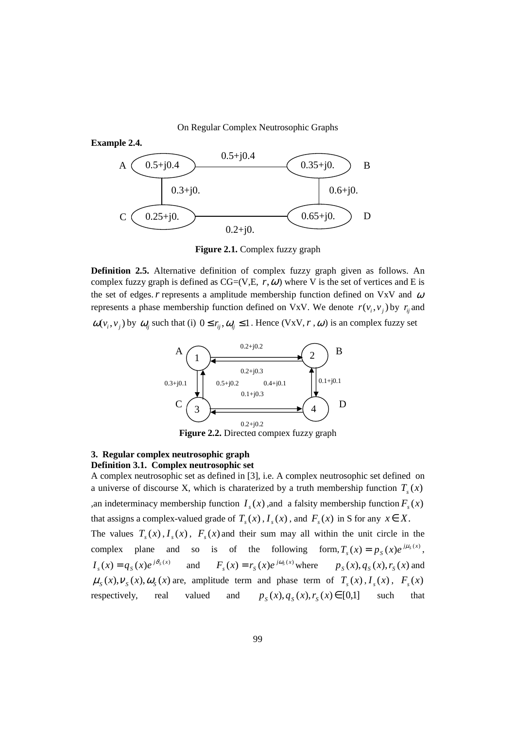**Example 2.4.**

A (0.5+j0.4) —0.5+j0.4— B (0.35+j0.)

A —0.3+j0.— C; B —0.6+j0.— D

C (0.25+j0.) —0.2+j0.— D (0.65+j0.)

**Figure 2.1.** Complex fuzzy graph

**Definition 2.5.** Alternative definition of complex fuzzy graph given as follows. An complex fuzzy graph is defined as CG=(V,E, $r, \omega$) where V is the set of vertices and E is the set of edges. $r$ represents a amplitude membership function defined on VxV and $\omega$ represents a phase membership function defined on VxV. We denote $r(v_i, v_j)$ by $r_{ij}$ and $\omega(v_i, v_j)$ by $\omega_{ij}$ such that (i) $0 \le r_{ij}, \omega_{ij} \le 1$. Hence (VxV, $r$ , $\omega$) is an complex fuzzy set

A (1), B (2), C (3), D (4)

0.2+j0.2, 0.2+j0.3, 0.3+j0.1, 0.5+j0.2, 0.4+j0.1, 0.1+j0.1, 0.1+j0.3, 0.2+j0.2

**Figure 2.2.** Directed complex fuzzy graph

## 3. Regular complex neutrosophic graph

### Definition 3.1. Complex neutrosophic set

A complex neutrosophic set as defined in [3], i.e. A complex neutrosophic set defined on a universe of discourse X, which is charaterized by a truth membership function $T_s(x)$ ,an indeterminacy membership function $I_s(x)$ ,and a falsity membership function $F_s(x)$ that assigns a complex-valued grade of $T_s(x)$ , $I_s(x)$ , and $F_s(x)$ in S for any $x \in X$.

The values $T_s(x)$ , $I_s(x)$ , $F_s(x)$ and their sum may all within the unit circle in the complex plane and so is of the following form, $T_s(x) = p_S(x)e^{j\mu_S(x)}$, $I_s(x) = q_S(x)e^{j\vartheta_S(x)}$ and $F_s(x) = r_S(x)e^{j\omega_S(x)}$ where $p_S(x), q_S(x), r_S(x)$ and $\mu_S(x), \nu_S(x), \omega_S(x)$ are, amplitude term and phase term of $T_s(x)$ , $I_s(x)$ , $F_s(x)$ respectively, real valued and $p_S(x), q_S(x), r_S(x) \in [0,1]$ such that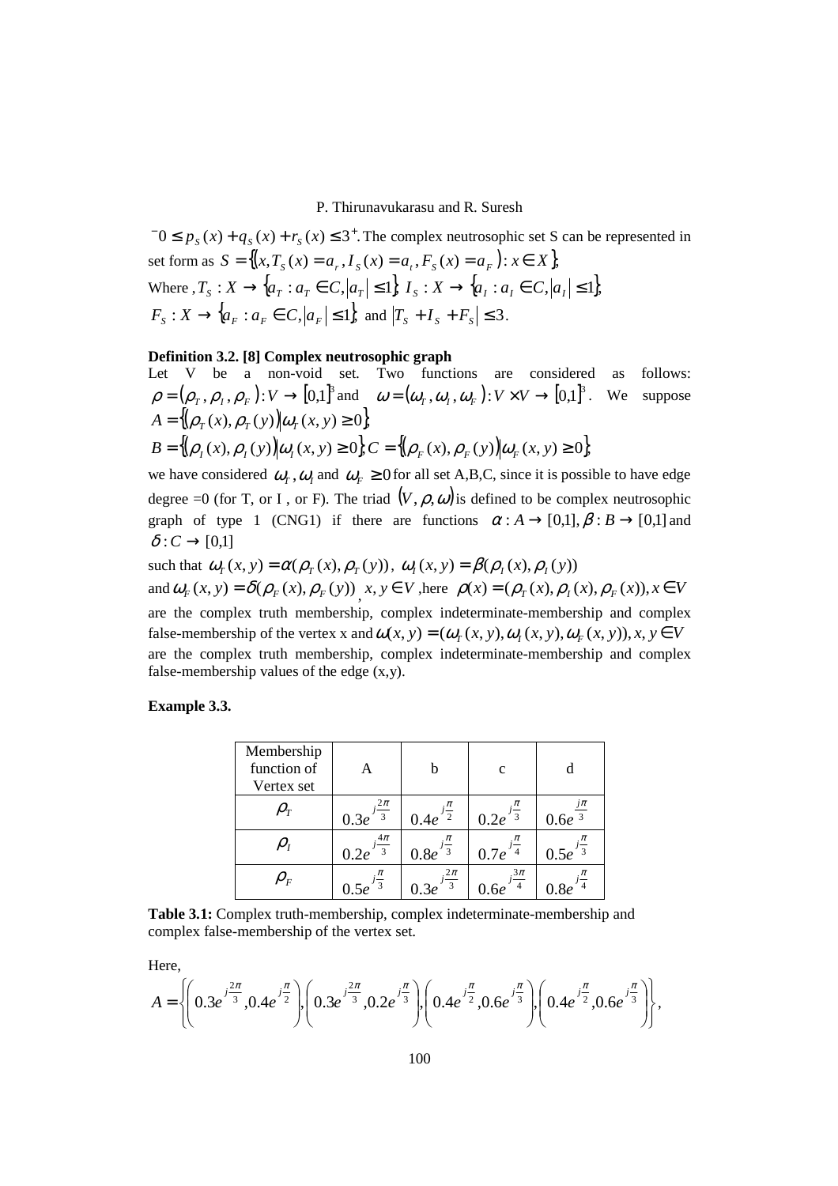$^{-}0 \le p_S(x) + q_S(x) + r_S(x) \le 3^{+}$. The complex neutrosophic set S can be represented in set form as $S = \{(x, T_S(x) = a_r, I_S(x) = a_t, F_S(x) = a_F) : x \in X\}$,

Where , $T_S : X \to \{a_T : a_T \in C, |a_T| \le 1\}$, $I_S : X \to \{a_I : a_I \in C, |a_I| \le 1\}$,

$F_S : X \to \{a_F : a_F \in C, |a_F| \le 1\}$, and $|T_S + I_S + F_S| \le 3$.

**Definition 3.2. [8] Complex neutrosophic graph**

Let V be a non-void set. Two functions are considered as follows: $\rho = (\rho_T, \rho_I, \rho_F) : V \to [0,1]^3$ and $\omega = (\omega_T, \omega_I, \omega_F) : V \times V \to [0,1]^3$. We suppose

$A = \{(\rho_T(x), \rho_T(y)) | \omega_T(x, y) \ge 0\}$,

$B = \{(\rho_I(x), \rho_I(y)) | \omega_I(x, y) \ge 0\}$, $C = \{(\rho_F(x), \rho_F(y)) | \omega_F(x, y) \ge 0\}$,

we have considered $\omega_T, \omega_I$ and $\omega_F \ge 0$ for all set A,B,C, since it is possible to have edge degree =0 (for T, or I , or F). The triad $(V, \rho, \omega)$ is defined to be complex neutrosophic graph of type 1 (CNG1) if there are functions $\alpha : A \to [0,1], \beta : B \to [0,1]$ and $\delta : C \to [0,1]$

such that $\omega_T(x, y) = \alpha(\rho_T(x), \rho_T(y))$, $\omega_I(x, y) = \beta(\rho_I(x), \rho_I(y))$

and $\omega_F(x, y) = \delta(\rho_F(x), \rho_F(y))$, $x, y \in V$ ,here $\rho(x) = (\rho_T(x), \rho_I(x), \rho_F(x)), x \in V$ are the complex truth membership, complex indeterminate-membership and complex false-membership of the vertex x and $\omega(x, y) = (\omega_T(x, y), \omega_I(x, y), \omega_F(x, y)), x, y \in V$ are the complex truth membership, complex indeterminate-membership and complex false-membership values of the edge (x,y).

**Example 3.3.**

| Membership function of Vertex set | A | b | c | d |
|---|---|---|---|---|
| $\rho_T$ | $0.3e^{j\frac{2\pi}{3}}$ | $0.4e^{j\frac{\pi}{2}}$ | $0.2e^{j\frac{\pi}{3}}$ | $0.6e^{\frac{j\pi}{3}}$ |
| $\rho_I$ | $0.2e^{j\frac{4\pi}{3}}$ | $0.8e^{j\frac{\pi}{3}}$ | $0.7e^{j\frac{\pi}{4}}$ | $0.5e^{j\frac{\pi}{3}}$ |
| $\rho_F$ | $0.5e^{j\frac{\pi}{3}}$ | $0.3e^{j\frac{2\pi}{3}}$ | $0.6e^{j\frac{3\pi}{4}}$ | $0.8e^{j\frac{\pi}{4}}$ |

**Table 3.1:** Complex truth-membership, complex indeterminate-membership and complex false-membership of the vertex set.

Here,

$$A = \left\{ \left(0.3e^{j\frac{2\pi}{3}}, 0.4e^{j\frac{\pi}{2}}\right), \left(0.3e^{j\frac{2\pi}{3}}, 0.2e^{j\frac{\pi}{3}}\right), \left(0.4e^{j\frac{\pi}{2}}, 0.6e^{j\frac{\pi}{3}}\right), \left(0.4e^{j\frac{\pi}{2}}, 0.6e^{j\frac{\pi}{3}}\right) \right\},$$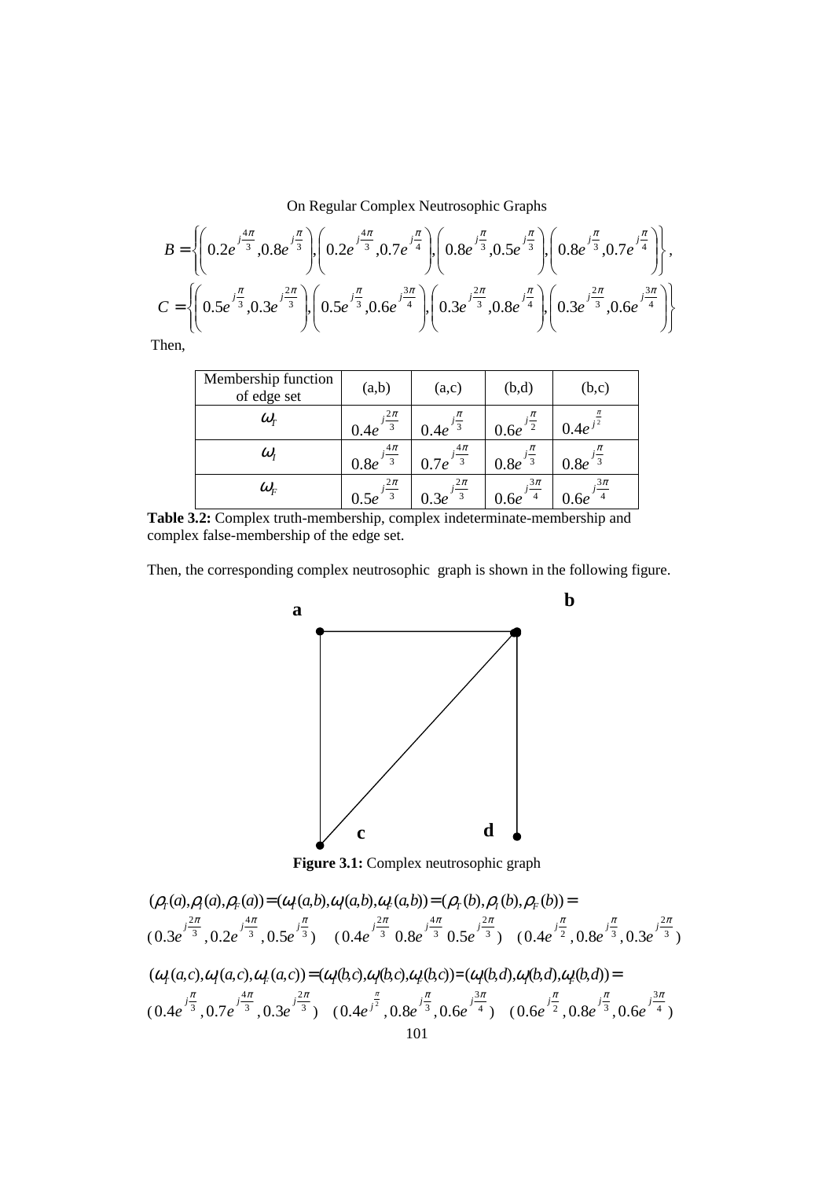$$B = \left\{ \left( 0.2e^{j\frac{4\pi}{3}}, 0.8e^{j\frac{\pi}{3}} \right), \left( 0.2e^{j\frac{4\pi}{3}}, 0.7e^{j\frac{\pi}{4}} \right), \left( 0.8e^{j\frac{\pi}{3}}, 0.5e^{j\frac{\pi}{3}} \right), \left( 0.8e^{j\frac{\pi}{3}}, 0.7e^{j\frac{\pi}{4}} \right) \right\},$$

$$C = \left\{ \left( 0.5e^{j\frac{\pi}{3}}, 0.3e^{j\frac{2\pi}{3}} \right), \left( 0.5e^{j\frac{\pi}{3}}, 0.6e^{j\frac{3\pi}{4}} \right), \left( 0.3e^{j\frac{2\pi}{3}}, 0.8e^{j\frac{\pi}{4}} \right), \left( 0.3e^{j\frac{2\pi}{3}}, 0.6e^{j\frac{3\pi}{4}} \right) \right\}$$

Then,

| Membership function of edge set | (a,b) | (a,c) | (b,d) | (b,c) |
|---|---|---|---|---|
| $\omega_T$ | $0.4e^{j\frac{2\pi}{3}}$ | $0.4e^{j\frac{\pi}{3}}$ | $0.6e^{j\frac{\pi}{2}}$ | $0.4e^{j^{\frac{\pi}{2}}}$ |
| $\omega_I$ | $0.8e^{j\frac{4\pi}{3}}$ | $0.7e^{j\frac{4\pi}{3}}$ | $0.8e^{j\frac{\pi}{3}}$ | $0.8e^{j\frac{\pi}{3}}$ |
| $\omega_F$ | $0.5e^{j\frac{2\pi}{3}}$ | $0.3e^{j\frac{2\pi}{3}}$ | $0.6e^{j\frac{3\pi}{4}}$ | $0.6e^{j\frac{3\pi}{4}}$ |

**Table 3.2:** Complex truth-membership, complex indeterminate-membership and complex false-membership of the edge set.

Then, the corresponding complex neutrosophic graph is shown in the following figure.

**Figure 3.1:** Complex neutrosophic graph

$$(\rho_T(a), \rho_I(a), \rho_F(a)) = (\omega_T(a,b), \omega_I(a,b), \omega_F(a,b)) = (\rho_T(b), \rho_I(b), \rho_F(b)) =$$

$$(0.3e^{j\frac{2\pi}{3}}, 0.2e^{j\frac{4\pi}{3}}, 0.5e^{j\frac{\pi}{3}}) \quad (0.4e^{j\frac{2\pi}{3}}\ 0.8e^{j\frac{4\pi}{3}}\ 0.5e^{j\frac{2\pi}{3}}) \quad (0.4e^{j\frac{\pi}{2}}, 0.8e^{j\frac{\pi}{3}}, 0.3e^{j\frac{2\pi}{3}})$$

$$(\omega_T(a,c), \omega_I(a,c), \omega_F(a,c)) = (\omega_T(b,c), \omega_I(b,c), \omega_F(b,c)) = (\omega_T(b,d), \omega_I(b,d), \omega_F(b,d)) =$$

$$(0.4e^{j\frac{\pi}{3}}, 0.7e^{j\frac{4\pi}{3}}, 0.3e^{j\frac{2\pi}{3}}) \quad (0.4e^{j^{\frac{\pi}{2}}}, 0.8e^{j\frac{\pi}{3}}, 0.6e^{j\frac{3\pi}{4}}) \quad (0.6e^{j\frac{\pi}{2}}, 0.8e^{j\frac{\pi}{3}}, 0.6e^{j\frac{3\pi}{4}})$$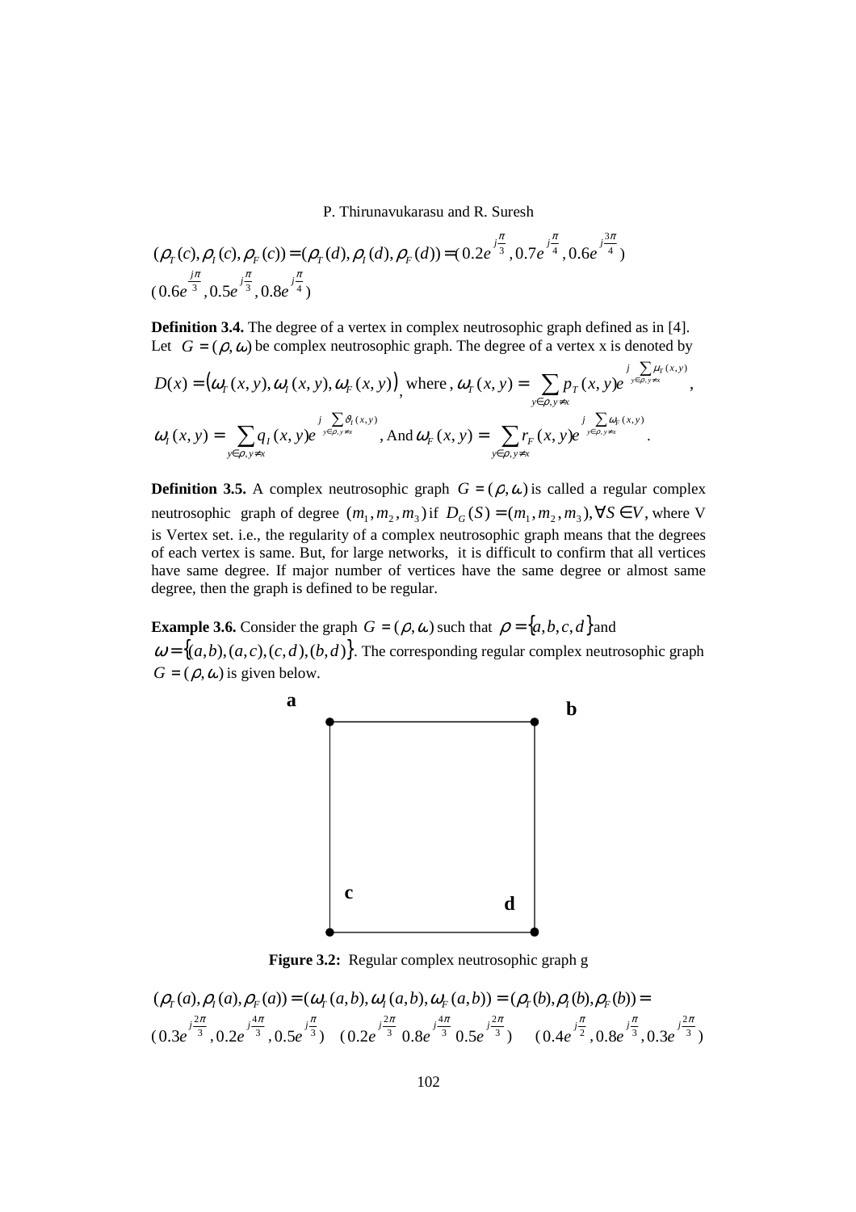$$(\rho_T(c), \rho_I(c), \rho_F(c)) = (\rho_T(d), \rho_I(d), \rho_F(d)) = (0.2e^{j\frac{\pi}{3}}, 0.7e^{j\frac{\pi}{4}}, 0.6e^{j\frac{3\pi}{4}})$$

$$(0.6e^{\frac{j\pi}{3}}, 0.5e^{j\frac{\pi}{3}}, 0.8e^{j\frac{\pi}{4}})$$

**Definition 3.4.** The degree of a vertex in complex neutrosophic graph defined as in [4]. Let $G = (\rho, \omega)$ be complex neutrosophic graph. The degree of a vertex x is denoted by

$D(x) = (\omega_T(x, y), \omega_I(x, y), \omega_F(x, y))$, where , $\omega_T(x, y) = \sum_{y \in \rho, y \neq x} p_T(x, y) e^{j \sum_{y \in \rho, y \neq x} \mu_T(x, y)}$,

$\omega_I(x, y) = \sum_{y \in \rho, y \neq x} q_I(x, y) e^{j \sum_{y \in \rho, y \neq x} \vartheta_I(x, y)}$, And $\omega_F(x, y) = \sum_{y \in \rho, y \neq x} r_F(x, y) e^{j \sum_{y \in \rho, y \neq x} \omega_F(x, y)}$.

**Definition 3.5.** A complex neutrosophic graph $G = (\rho, \omega)$ is called a regular complex neutrosophic graph of degree $(m_1, m_2, m_3)$ if $D_G(S) = (m_1, m_2, m_3), \forall S \in V$, where V is Vertex set. i.e., the regularity of a complex neutrosophic graph means that the degrees of each vertex is same. But, for large networks, it is difficult to confirm that all vertices have same degree. If major number of vertices have the same degree or almost same degree, then the graph is defined to be regular.

**Example 3.6.** Consider the graph $G = (\rho, \omega)$ such that $\rho = \{a, b, c, d\}$ and $\omega = \{(a, b), (a, c), (c, d), (b, d)\}$. The corresponding regular complex neutrosophic graph $G = (\rho, \omega)$ is given below.

**Figure 3.2:** Regular complex neutrosophic graph g

$$(\rho_T(a), \rho_I(a), \rho_F(a)) = (\omega_T(a, b), \omega_I(a, b), \omega_F(a, b)) = (\rho_T(b), \rho_I(b), \rho_F(b)) =$$

$$(0.3e^{j\frac{2\pi}{3}}, 0.2e^{j\frac{4\pi}{3}}, 0.5e^{j\frac{\pi}{3}}) \quad (0.2e^{j\frac{2\pi}{3}}\ 0.8e^{j\frac{4\pi}{3}}\ 0.5e^{j\frac{2\pi}{3}}) \quad (0.4e^{j\frac{\pi}{2}}, 0.8e^{j\frac{\pi}{3}}, 0.3e^{j\frac{2\pi}{3}})$$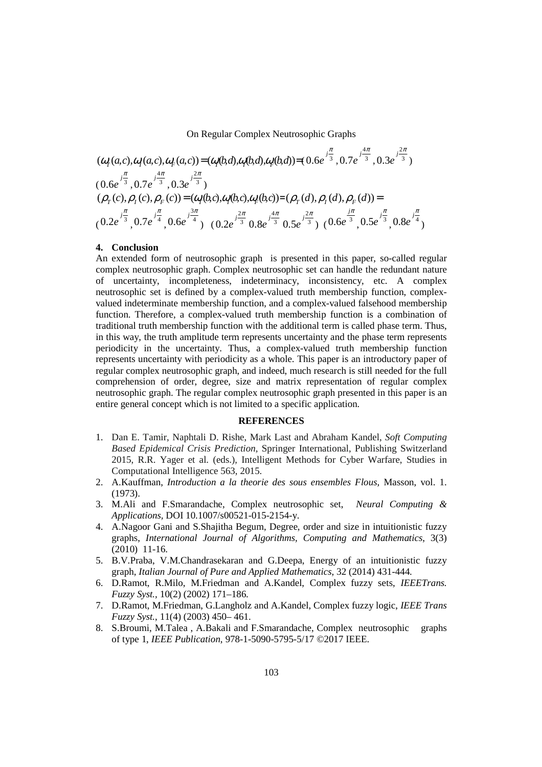$(\omega_T(a,c),\omega_I(a,c),\omega_F(a,c)) = (\omega_T(b,d),\omega_I(b,d),\omega_F(b,d)) = (0.6e^{j\frac{\pi}{3}}, 0.7e^{j\frac{4\pi}{3}}, 0.3e^{j\frac{2\pi}{3}})$

$(0.6e^{j\frac{\pi}{3}}, 0.7e^{j\frac{4\pi}{3}}, 0.3e^{j\frac{2\pi}{3}})$

$(\rho_T(c), \rho_I(c), \rho_F(c)) = (\omega_T(b,c),\omega_I(b,c),\omega_F(b,c)) = (\rho_T(d), \rho_I(d), \rho_F(d)) =$

$(0.2e^{j\frac{\pi}{3}}, 0.7e^{j\frac{\pi}{4}}, 0.6e^{j\frac{3\pi}{4}})$ $(0.2e^{j\frac{2\pi}{3}}\ 0.8e^{j\frac{4\pi}{3}}\ 0.5e^{j\frac{2\pi}{3}})$ $(0.6e^{\frac{j\pi}{3}}, 0.5e^{j\frac{\pi}{3}}, 0.8e^{j\frac{\pi}{4}})$

## 4. Conclusion

An extended form of neutrosophic graph is presented in this paper, so-called regular complex neutrosophic graph. Complex neutrosophic set can handle the redundant nature of uncertainty, incompleteness, indeterminacy, inconsistency, etc. A complex neutrosophic set is defined by a complex-valued truth membership function, complex-valued indeterminate membership function, and a complex-valued falsehood membership function. Therefore, a complex-valued truth membership function is a combination of traditional truth membership function with the additional term is called phase term. Thus, in this way, the truth amplitude term represents uncertainty and the phase term represents periodicity in the uncertainty. Thus, a complex-valued truth membership function represents uncertainty with periodicity as a whole. This paper is an introductory paper of regular complex neutrosophic graph, and indeed, much research is still needed for the full comprehension of order, degree, size and matrix representation of regular complex neutrosophic graph. The regular complex neutrosophic graph presented in this paper is an entire general concept which is not limited to a specific application.

## REFERENCES

1. Dan E. Tamir, Naphtali D. Rishe, Mark Last and Abraham Kandel, *Soft Computing Based Epidemical Crisis Prediction*, Springer International, Publishing Switzerland 2015, R.R. Yager et al. (eds.), Intelligent Methods for Cyber Warfare, Studies in Computational Intelligence 563, 2015.
2. A.Kauffman, *Introduction a la theorie des sous ensembles Flous*, Masson, vol. 1. (1973).
3. M.Ali and F.Smarandache, Complex neutrosophic set, *Neural Computing & Applications*, DOI 10.1007/s00521-015-2154-y.
4. A.Nagoor Gani and S.Shajitha Begum, Degree, order and size in intuitionistic fuzzy graphs, *International Journal of Algorithms, Computing and Mathematics*, 3(3) (2010) 11-16.
5. B.V.Praba, V.M.Chandrasekaran and G.Deepa, Energy of an intuitionistic fuzzy graph, *Italian Journal of Pure and Applied Mathematics*, 32 (2014) 431-444.
6. D.Ramot, R.Milo, M.Friedman and A.Kandel, Complex fuzzy sets, *IEEETrans. Fuzzy Syst.*, 10(2) (2002) 171–186.
7. D.Ramot, M.Friedman, G.Langholz and A.Kandel, Complex fuzzy logic, *IEEE Trans Fuzzy Syst.*, 11(4) (2003) 450– 461.
8. S.Broumi, M.Talea , A.Bakali and F.Smarandache, Complex neutrosophic graphs of type 1, *IEEE Publication*, 978-1-5090-5795-5/17 ©2017 IEEE.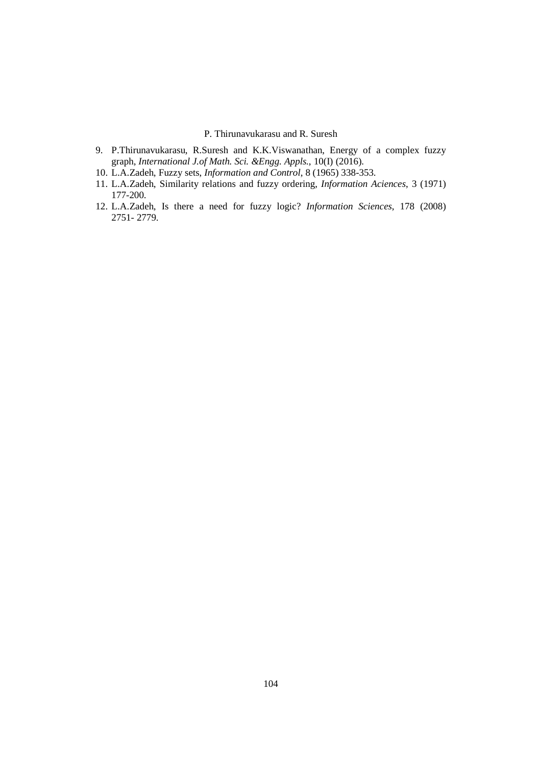9. P.Thirunavukarasu, R.Suresh and K.K.Viswanathan, Energy of a complex fuzzy graph, *International J.of Math. Sci. &Engg. Appls.*, 10(I) (2016).
10. L.A.Zadeh, Fuzzy sets, *Information and Control*, 8 (1965) 338-353.
11. L.A.Zadeh, Similarity relations and fuzzy ordering, *Information Aciences*, 3 (1971) 177-200.
12. L.A.Zadeh, Is there a need for fuzzy logic? *Information Sciences*, 178 (2008) 2751- 2779.